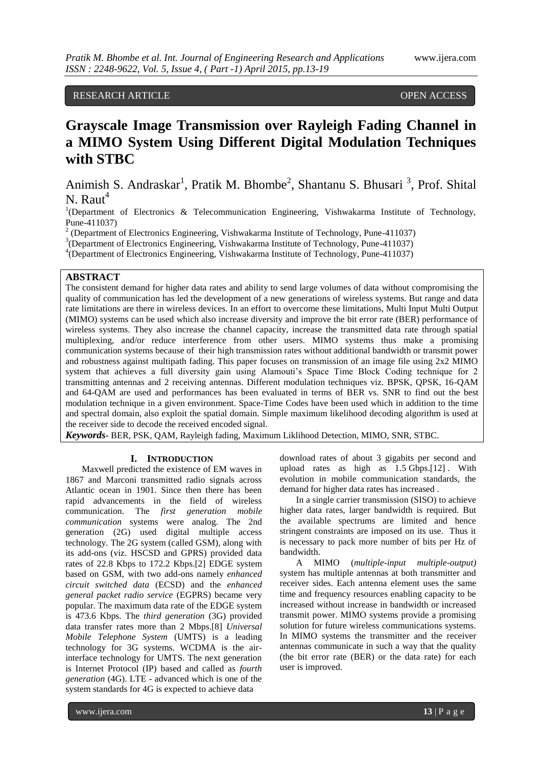RESEARCH ARTICLE OPEN ACCESS

# Grayscale Image Transmission over Rayleigh Fading Channel in a MIMO System Using Different Digital Modulation Techniques with STBC

Animish S. Andraskar[1], Pratik M. Bhombe[2], Shantanu S. Bhusari [3], Prof. Shital N. Raut[4]

[1](Department of Electronics & Telecommunication Engineering, Vishwakarma Institute of Technology, Pune-411037)

[2] (Department of Electronics Engineering, Vishwakarma Institute of Technology, Pune-411037)

[3](Department of Electronics Engineering, Vishwakarma Institute of Technology, Pune-411037)

[4](Department of Electronics Engineering, Vishwakarma Institute of Technology, Pune-411037)

## ABSTRACT

The consistent demand for higher data rates and ability to send large volumes of data without compromising the quality of communication has led the development of a new generations of wireless systems. But range and data rate limitations are there in wireless devices. In an effort to overcome these limitations, Multi Input Multi Output (MIMO) systems can be used which also increase diversity and improve the bit error rate (BER) performance of wireless systems. They also increase the channel capacity, increase the transmitted data rate through spatial multiplexing, and/or reduce interference from other users. MIMO systems thus make a promising communication systems because of their high transmission rates without additional bandwidth or transmit power and robustness against multipath fading. This paper focuses on transmission of an image file using 2x2 MIMO system that achieves a full diversity gain using Alamouti's Space Time Block Coding technique for 2 transmitting antennas and 2 receiving antennas. Different modulation techniques viz. BPSK, QPSK, 16-QAM and 64-QAM are used and performances has been evaluated in terms of BER vs. SNR to find out the best modulation technique in a given environment. Space-Time Codes have been used which in addition to the time and spectral domain, also exploit the spatial domain. Simple maximum likelihood decoding algorithm is used at the receiver side to decode the received encoded signal.

***Keywords*-** BER, PSK, QAM, Rayleigh fading, Maximum Liklihood Detection, MIMO, SNR, STBC.

## I. INTRODUCTION

Maxwell predicted the existence of EM waves in 1867 and Marconi transmitted radio signals across Atlantic ocean in 1901. Since then there has been rapid advancements in the field of wireless communication. The *first generation mobile communication* systems were analog. The 2nd generation (2G) used digital multiple access technology. The 2G system (called GSM), along with its add-ons (viz. HSCSD and GPRS) provided data rates of 22.8 Kbps to 172.2 Kbps.[2] EDGE system based on GSM, with two add-ons namely *enhanced circuit switched data* (ECSD) and the *enhanced general packet radio service* (EGPRS) became very popular. The maximum data rate of the EDGE system is 473.6 Kbps. The *third generation* (3G) provided data transfer rates more than 2 Mbps.[8] *Universal Mobile Telephone System* (UMTS) is a leading technology for 3G systems. WCDMA is the air-interface technology for UMTS. The next generation is Internet Protocol (IP) based and called as *fourth generation* (4G). LTE - advanced which is one of the system standards for 4G is expected to achieve data download rates of about 3 gigabits per second and upload rates as high as 1.5 Gbps.[12] . With evolution in mobile communication standards, the demand for higher data rates has increased .

In a single carrier transmission (SISO) to achieve higher data rates, larger bandwidth is required. But the available spectrums are limited and hence stringent constraints are imposed on its use. Thus it is necessary to pack more number of bits per Hz of bandwidth.

A MIMO (*multiple-input multiple-output)* system has multiple antennas at both transmitter and receiver sides. Each antenna element uses the same time and frequency resources enabling capacity to be increased without increase in bandwidth or increased transmit power. MIMO systems provide a promising solution for future wireless communications systems. In MIMO systems the transmitter and the receiver antennas communicate in such a way that the quality (the bit error rate (BER) or the data rate) for each user is improved.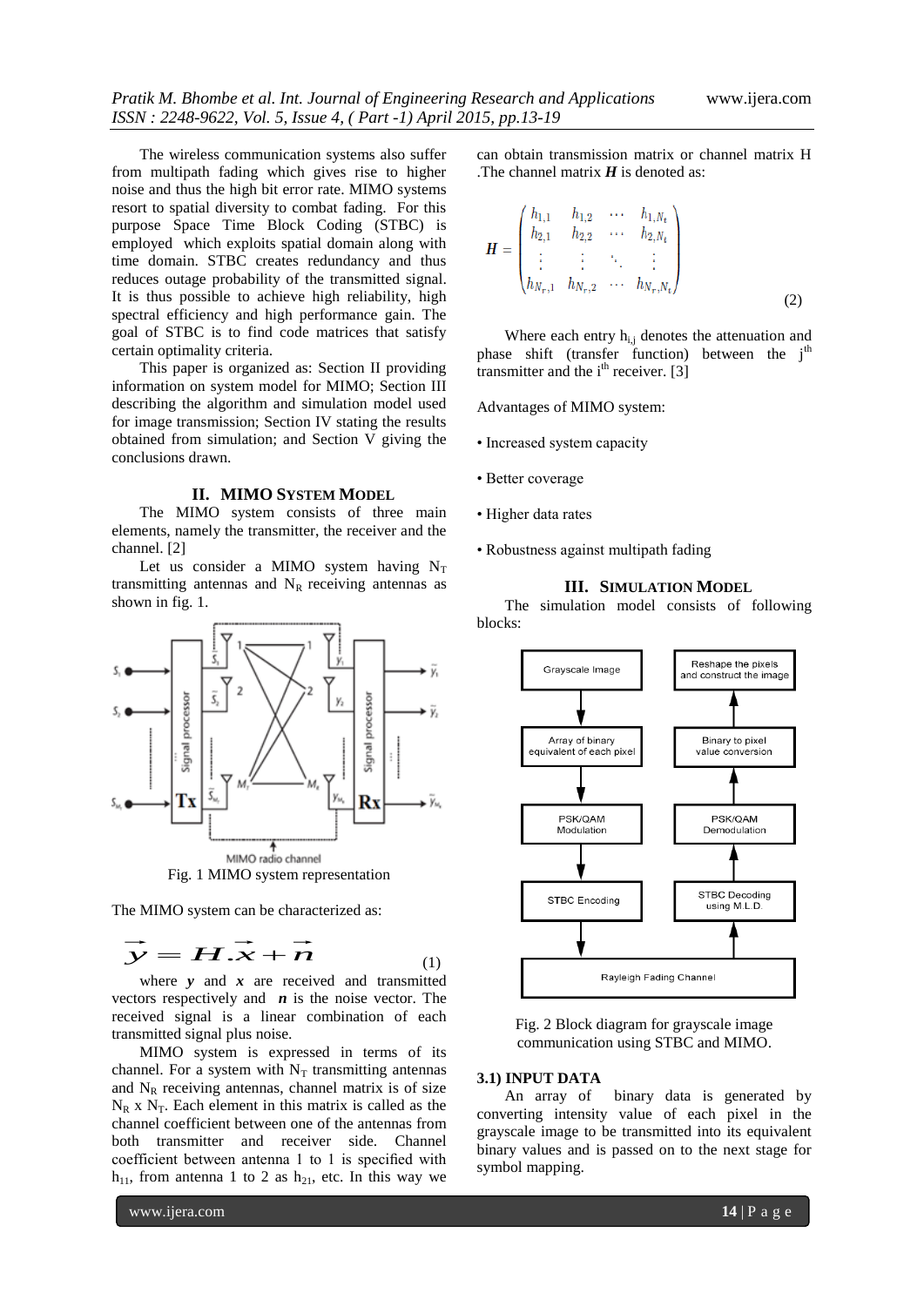The wireless communication systems also suffer from multipath fading which gives rise to higher noise and thus the high bit error rate. MIMO systems resort to spatial diversity to combat fading. For this purpose Space Time Block Coding (STBC) is employed which exploits spatial domain along with time domain. STBC creates redundancy and thus reduces outage probability of the transmitted signal. It is thus possible to achieve high reliability, high spectral efficiency and high performance gain. The goal of STBC is to find code matrices that satisfy certain optimality criteria.

This paper is organized as: Section II providing information on system model for MIMO; Section III describing the algorithm and simulation model used for image transmission; Section IV stating the results obtained from simulation; and Section V giving the conclusions drawn.

## II. MIMO SYSTEM MODEL

The MIMO system consists of three main elements, namely the transmitter, the receiver and the channel. [2]

Let us consider a MIMO system having $N_T$ transmitting antennas and $N_R$ receiving antennas as shown in fig. 1.

Fig. 1 MIMO system representation

The MIMO system can be characterized as:

$$\vec{y} = H.\vec{x} + \vec{n} \tag{1}$$

where $\boldsymbol{y}$ and $\boldsymbol{x}$ are received and transmitted vectors respectively and $\boldsymbol{n}$ is the noise vector. The received signal is a linear combination of each transmitted signal plus noise.

MIMO system is expressed in terms of its channel. For a system with $N_T$ transmitting antennas and $N_R$ receiving antennas, channel matrix is of size $N_R$ x $N_T$. Each element in this matrix is called as the channel coefficient between one of the antennas from both transmitter and receiver side. Channel coefficient between antenna 1 to 1 is specified with $h_{11}$, from antenna 1 to 2 as $h_{21}$, etc. In this way we can obtain transmission matrix or channel matrix H .The channel matrix $\boldsymbol{H}$ is denoted as:

$$\boldsymbol{H} = \begin{pmatrix} h_{1,1} & h_{1,2} & \cdots & h_{1,N_t} \\ h_{2,1} & h_{2,2} & \cdots & h_{2,N_t} \\ \vdots & \vdots & \ddots & \vdots \\ h_{N_r,1} & h_{N_r,2} & \cdots & h_{N_r,N_t} \end{pmatrix} \tag{2}$$

Where each entry $h_{i,j}$ denotes the attenuation and phase shift (transfer function) between the $j^{th}$ transmitter and the $i^{th}$ receiver. [3]

Advantages of MIMO system:

- Increased system capacity
- Better coverage
- Higher data rates
- Robustness against multipath fading

## III. SIMULATION MODEL

The simulation model consists of following blocks:

Fig. 2 Block diagram for grayscale image communication using STBC and MIMO.

### 3.1) INPUT DATA

An array of binary data is generated by converting intensity value of each pixel in the grayscale image to be transmitted into its equivalent binary values and is passed on to the next stage for symbol mapping.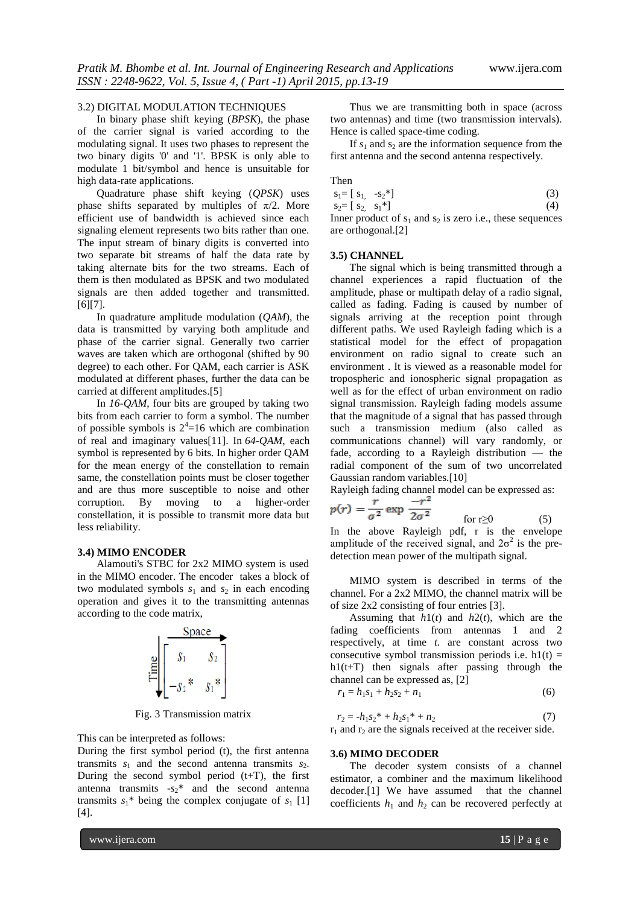3.2) DIGITAL MODULATION TECHNIQUES

In binary phase shift keying (*BPSK*), the phase of the carrier signal is varied according to the modulating signal. It uses two phases to represent the two binary digits '0' and '1'. BPSK is only able to modulate 1 bit/symbol and hence is unsuitable for high data-rate applications.

Quadrature phase shift keying (*QPSK*) uses phase shifts separated by multiples of $\pi/2$. More efficient use of bandwidth is achieved since each signaling element represents two bits rather than one. The input stream of binary digits is converted into two separate bit streams of half the data rate by taking alternate bits for the two streams. Each of them is then modulated as BPSK and two modulated signals are then added together and transmitted. [6][7].

In quadrature amplitude modulation (*QAM*), the data is transmitted by varying both amplitude and phase of the carrier signal. Generally two carrier waves are taken which are orthogonal (shifted by 90 degree) to each other. For QAM, each carrier is ASK modulated at different phases, further the data can be carried at different amplitudes.[5]

In *16-QAM*, four bits are grouped by taking two bits from each carrier to form a symbol. The number of possible symbols is $2^4=16$ which are combination of real and imaginary values[11]. In *64-QAM*, each symbol is represented by 6 bits. In higher order QAM for the mean energy of the constellation to remain same, the constellation points must be closer together and are thus more susceptible to noise and other corruption. By moving to a higher-order constellation, it is possible to transmit more data but less reliability.

### 3.4) MIMO ENCODER

Alamouti's STBC for 2x2 MIMO system is used in the MIMO encoder. The encoder takes a block of two modulated symbols $s_1$ and $s_2$ in each encoding operation and gives it to the transmitting antennas according to the code matrix,

$$\text{Time} \downarrow \overset{\text{Space} \rightarrow}{\begin{bmatrix} s_1 & s_2 \\ -s_2^* & s_1^* \end{bmatrix}}$$

Fig. 3 Transmission matrix

This can be interpreted as follows:

During the first symbol period (t), the first antenna transmits $s_1$ and the second antenna transmits $s_2$. During the second symbol period (t+T), the first antenna transmits $-s_2^*$ and the second antenna transmits $s_1^*$ being the complex conjugate of $s_1$ [1] [4].

Thus we are transmitting both in space (across two antennas) and time (two transmission intervals). Hence is called space-time coding.

If $s_1$ and $s_2$ are the information sequence from the first antenna and the second antenna respectively.

Then

$$s_1 = [\, s_1, \; -s_2^* \,] \tag{3}$$

$$s_2 = [\, s_2, \; s_1^* \,] \tag{4}$$

Inner product of $s_1$ and $s_2$ is zero i.e., these sequences are orthogonal.[2]

### 3.5) CHANNEL

The signal which is being transmitted through a channel experiences a rapid fluctuation of the amplitude, phase or multipath delay of a radio signal, called as fading. Fading is caused by number of signals arriving at the reception point through different paths. We used Rayleigh fading which is a statistical model for the effect of propagation environment on radio signal to create such an environment . It is viewed as a reasonable model for tropospheric and ionospheric signal propagation as well as for the effect of urban environment on radio signal transmission. Rayleigh fading models assume that the magnitude of a signal that has passed through such a transmission medium (also called as communications channel) will vary randomly, or fade, according to a Rayleigh distribution — the radial component of the sum of two uncorrelated Gaussian random variables.[10]

Rayleigh fading channel model can be expressed as:

$$p(r) = \frac{r}{\sigma^2} \exp \frac{-r^2}{2\sigma^2} \qquad \text{for } r \geq 0 \tag{5}$$

In the above Rayleigh pdf, r is the envelope amplitude of the received signal, and $2\sigma^2$ is the pre-detection mean power of the multipath signal.

MIMO system is described in terms of the channel. For a 2x2 MIMO, the channel matrix will be of size 2x2 consisting of four entries [3].

Assuming that $h1(t)$ and $h2(t)$, which are the fading coefficients from antennas 1 and 2 respectively, at time *t.* are constant across two consecutive symbol transmission periods i.e. $h1(t) = h1(t+T)$ then signals after passing through the channel can be expressed as, [2]

$$r_1 = h_1 s_1 + h_2 s_2 + n_1 \tag{6}$$

$$r_2 = -h_1 s_2^* + h_2 s_1^* + n_2 \tag{7}$$

$r_1$ and $r_2$ are the signals received at the receiver side.

### 3.6) MIMO DECODER

The decoder system consists of a channel estimator, a combiner and the maximum likelihood decoder.[1] We have assumed that the channel coefficients $h_1$ and $h_2$ can be recovered perfectly at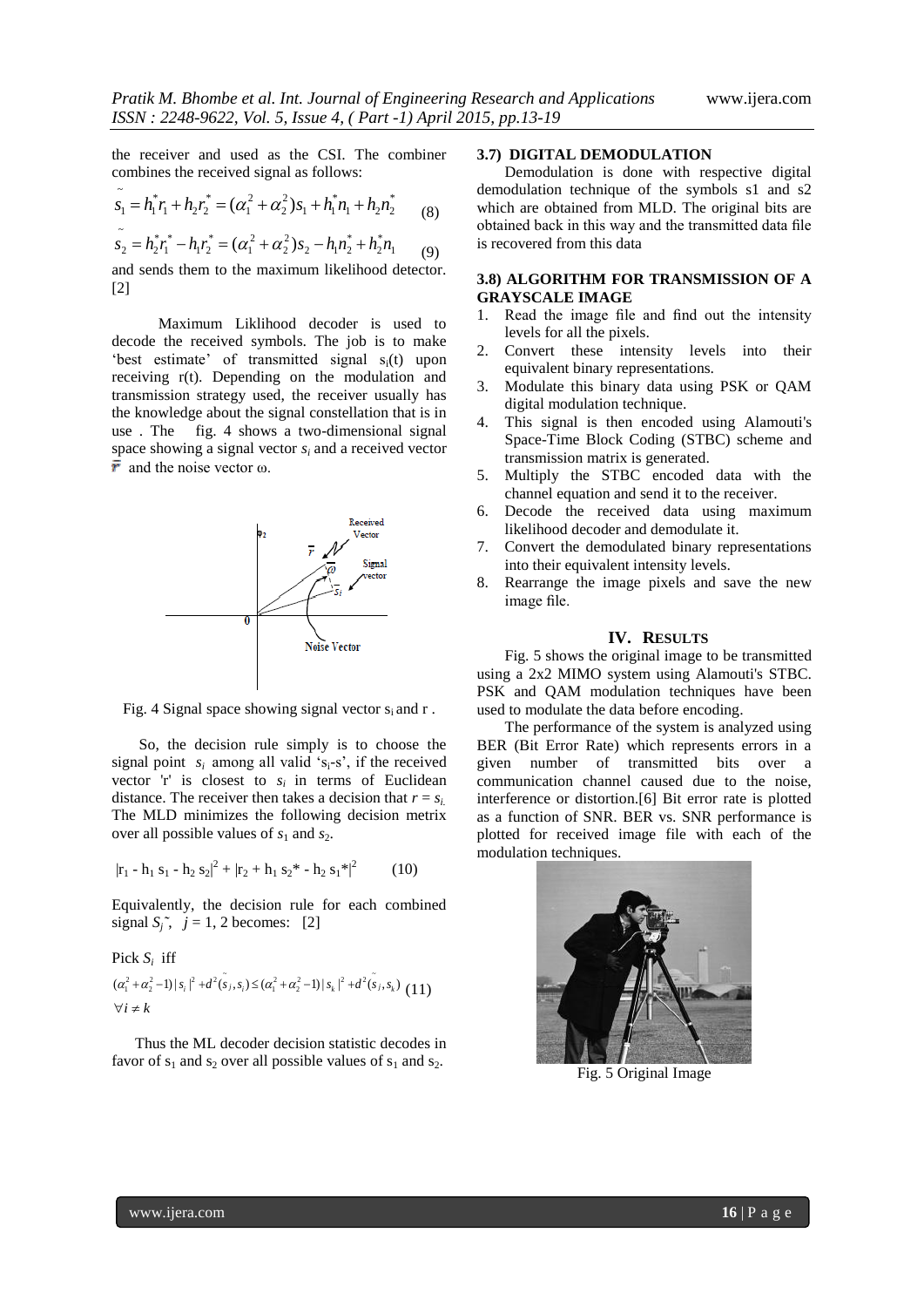the receiver and used as the CSI. The combiner combines the received signal as follows:

$$\tilde{s}_1 = h_1^* r_1 + h_2 r_2^* = (\alpha_1^2 + \alpha_2^2) s_1 + h_1^* n_1 + h_2 n_2^* \quad (8)$$

$$\tilde{s}_2 = h_2^* r_1^* - h_1 r_2^* = (\alpha_1^2 + \alpha_2^2) s_2 - h_1 n_2^* + h_2^* n_1 \quad (9)$$

and sends them to the maximum likelihood detector. [2]

Maximum Liklihood decoder is used to decode the received symbols. The job is to make 'best estimate' of transmitted signal $s_i(t)$ upon receiving r(t). Depending on the modulation and transmission strategy used, the receiver usually has the knowledge about the signal constellation that is in use . The fig. 4 shows a two-dimensional signal space showing a signal vector $s_i$ and a received vector $\bar{r}$ and the noise vector ω.

Fig. 4 Signal space showing signal vector $s_i$ and r .

So, the decision rule simply is to choose the signal point $s_i$ among all valid '$s_i$-s', if the received vector 'r' is closest to $s_i$ in terms of Euclidean distance. The receiver then takes a decision that $r = s_i$. The MLD minimizes the following decision metrix over all possible values of $s_1$ and $s_2$.

$$|r_1 - h_1 s_1 - h_2 s_2|^2 + |r_2 + h_1 s_2^* - h_2 s_1^*|^2 \quad (10)$$

Equivalently, the decision rule for each combined signal $\tilde{S_j}$, $j = 1, 2$ becomes: [2]

Pick $S_i$ iff

$$(\alpha_1^2 + \alpha_2^2 - 1)|s_i|^2 + d^2(\tilde{s}_j, s_i) \le (\alpha_1^2 + \alpha_2^2 - 1)|s_k|^2 + d^2(\tilde{s}_j, s_k) \quad (11)$$
$$\forall i \ne k$$

Thus the ML decoder decision statistic decodes in favor of $s_1$ and $s_2$ over all possible values of $s_1$ and $s_2$.

### 3.7) DIGITAL DEMODULATION

Demodulation is done with respective digital demodulation technique of the symbols s1 and s2 which are obtained from MLD. The original bits are obtained back in this way and the transmitted data file is recovered from this data

### 3.8) ALGORITHM FOR TRANSMISSION OF A GRAYSCALE IMAGE

1. Read the image file and find out the intensity levels for all the pixels.
2. Convert these intensity levels into their equivalent binary representations.
3. Modulate this binary data using PSK or QAM digital modulation technique.
4. This signal is then encoded using Alamouti's Space-Time Block Coding (STBC) scheme and transmission matrix is generated.
5. Multiply the STBC encoded data with the channel equation and send it to the receiver.
6. Decode the received data using maximum likelihood decoder and demodulate it.
7. Convert the demodulated binary representations into their equivalent intensity levels.
8. Rearrange the image pixels and save the new image file.

## IV. RESULTS

Fig. 5 shows the original image to be transmitted using a 2x2 MIMO system using Alamouti's STBC. PSK and QAM modulation techniques have been used to modulate the data before encoding.

The performance of the system is analyzed using BER (Bit Error Rate) which represents errors in a given number of transmitted bits over a communication channel caused due to the noise, interference or distortion.[6] Bit error rate is plotted as a function of SNR. BER vs. SNR performance is plotted for received image file with each of the modulation techniques.

Fig. 5 Original Image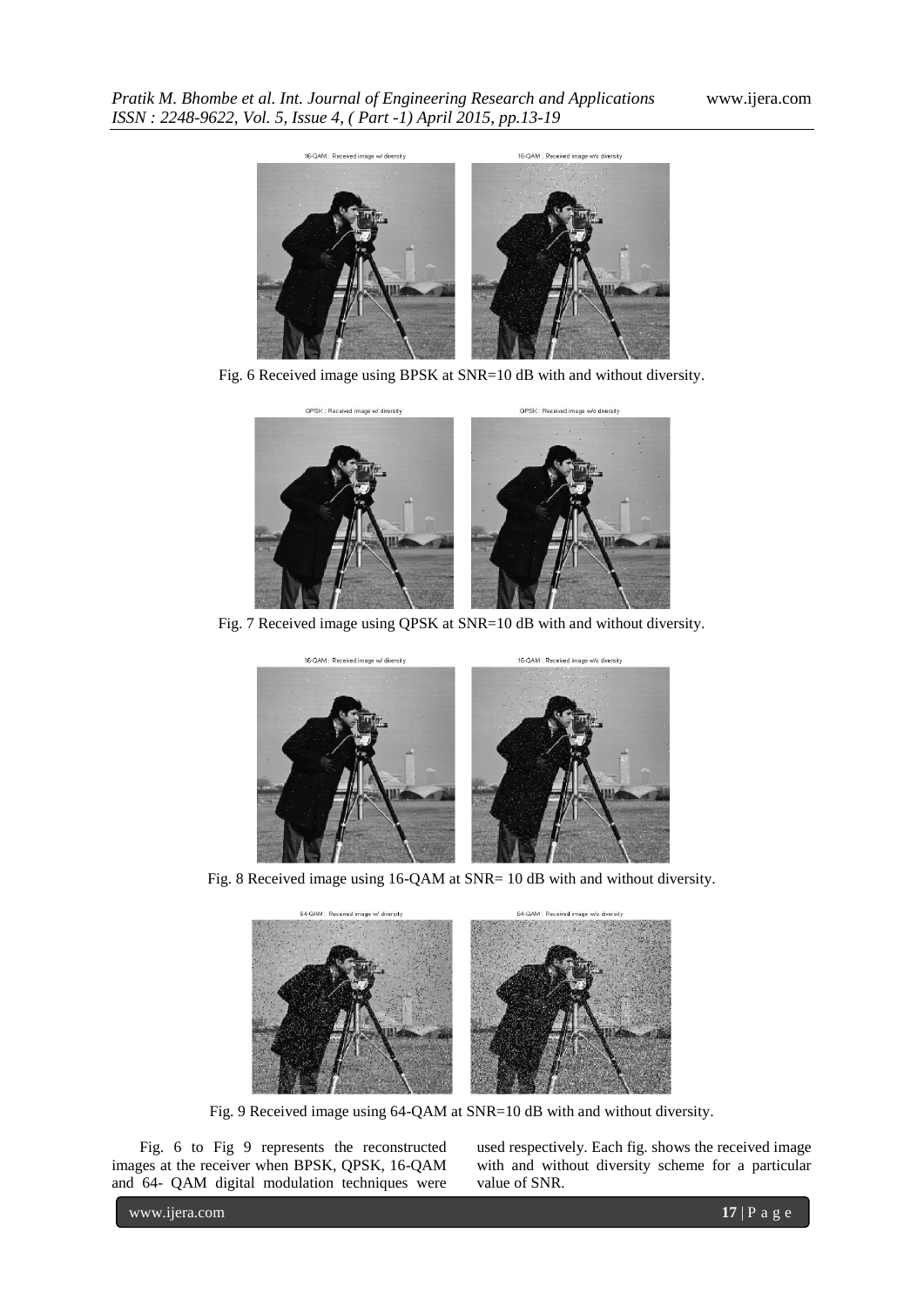Fig. 6 Received image using BPSK at SNR=10 dB with and without diversity.

Fig. 7 Received image using QPSK at SNR=10 dB with and without diversity.

Fig. 8 Received image using 16-QAM at SNR= 10 dB with and without diversity.

Fig. 9 Received image using 64-QAM at SNR=10 dB with and without diversity.

Fig. 6 to Fig 9 represents the reconstructed images at the receiver when BPSK, QPSK, 16-QAM and 64- QAM digital modulation techniques were used respectively. Each fig. shows the received image with and without diversity scheme for a particular value of SNR.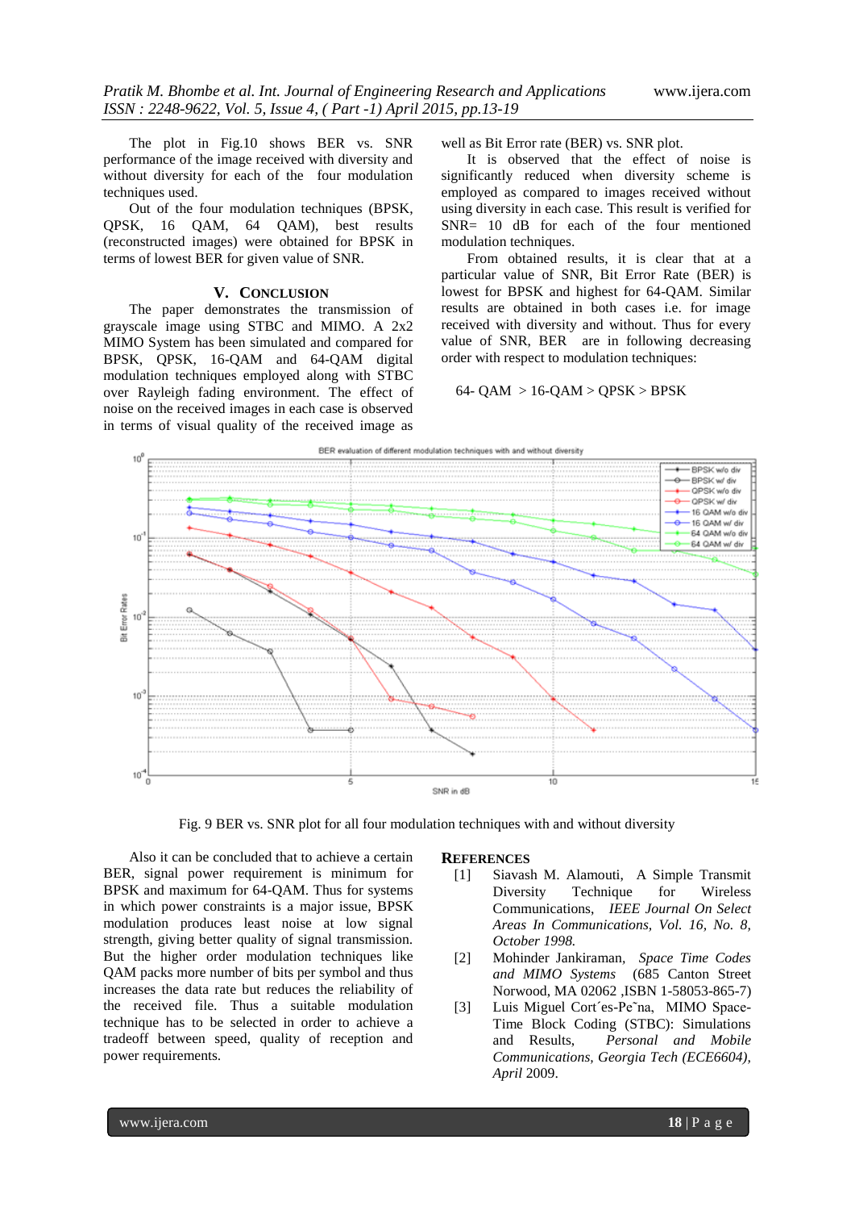The plot in Fig.10 shows BER vs. SNR performance of the image received with diversity and without diversity for each of the four modulation techniques used.

Out of the four modulation techniques (BPSK, QPSK, 16 QAM, 64 QAM), best results (reconstructed images) were obtained for BPSK in terms of lowest BER for given value of SNR.

## V. CONCLUSION

The paper demonstrates the transmission of grayscale image using STBC and MIMO. A 2x2 MIMO System has been simulated and compared for BPSK, QPSK, 16-QAM and 64-QAM digital modulation techniques employed along with STBC over Rayleigh fading environment. The effect of noise on the received images in each case is observed in terms of visual quality of the received image as well as Bit Error rate (BER) vs. SNR plot.

It is observed that the effect of noise is significantly reduced when diversity scheme is employed as compared to images received without using diversity in each case. This result is verified for SNR= 10 dB for each of the four mentioned modulation techniques.

From obtained results, it is clear that at a particular value of SNR, Bit Error Rate (BER) is lowest for BPSK and highest for 64-QAM. Similar results are obtained in both cases i.e. for image received with diversity and without. Thus for every value of SNR, BER are in following decreasing order with respect to modulation techniques:

64- QAM > 16-QAM > QPSK > BPSK

Fig. 9 BER vs. SNR plot for all four modulation techniques with and without diversity

Also it can be concluded that to achieve a certain BER, signal power requirement is minimum for BPSK and maximum for 64-QAM. Thus for systems in which power constraints is a major issue, BPSK modulation produces least noise at low signal strength, giving better quality of signal transmission. But the higher order modulation techniques like QAM packs more number of bits per symbol and thus increases the data rate but reduces the reliability of the received file. Thus a suitable modulation technique has to be selected in order to achieve a tradeoff between speed, quality of reception and power requirements.

## REFERENCES

[1] Siavash M. Alamouti, A Simple Transmit Diversity Technique for Wireless Communications, *IEEE Journal On Select Areas In Communications, Vol. 16, No. 8, October 1998.*

[2] Mohinder Jankiraman, *Space Time Codes and MIMO Systems* (685 Canton Street Norwood, MA 02062 ,ISBN 1-58053-865-7)

[3] Luis Miguel Cort´es-Pe˜na, MIMO Space-Time Block Coding (STBC): Simulations and Results, *Personal and Mobile Communications, Georgia Tech (ECE6604), April* 2009.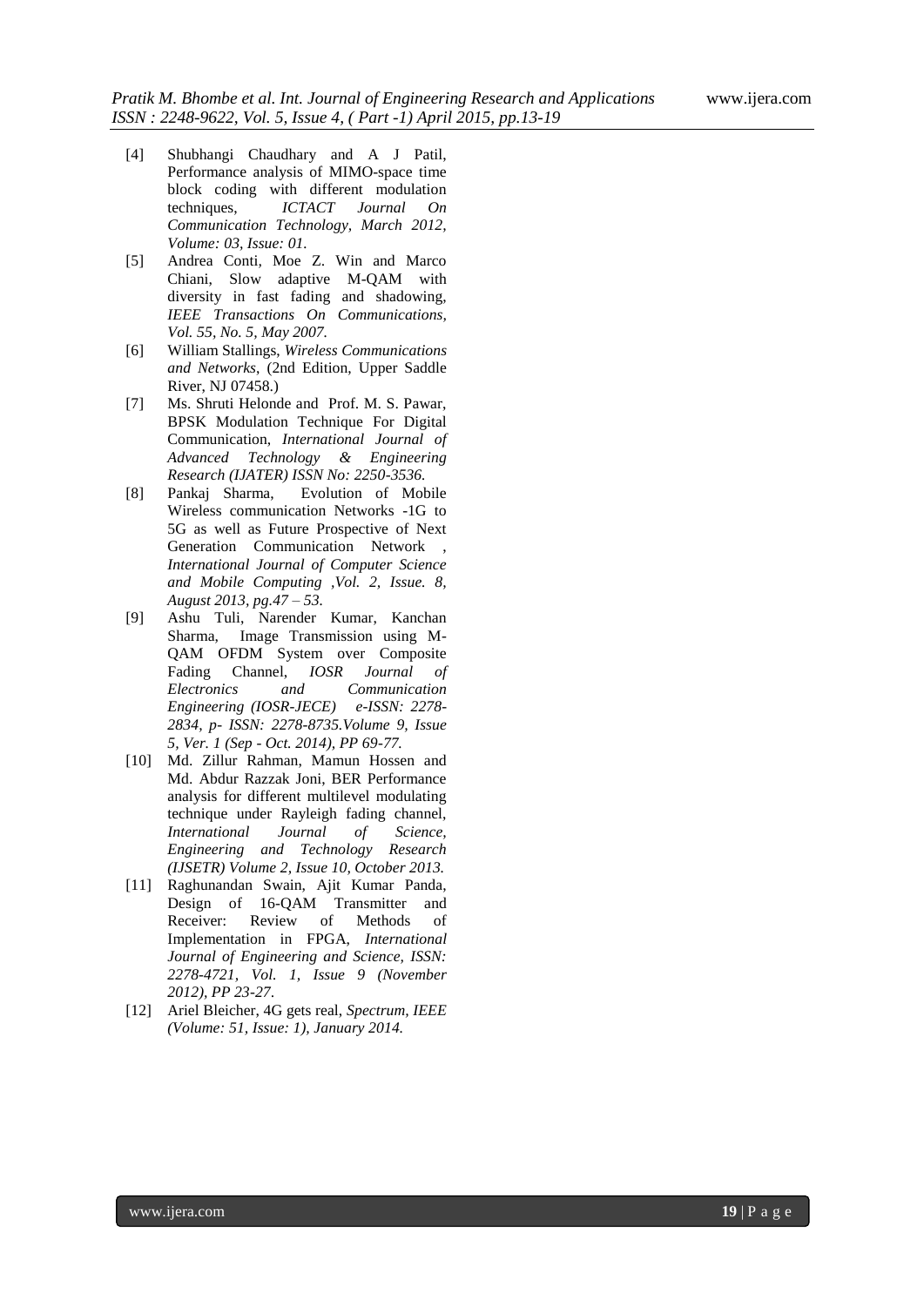[4] Shubhangi Chaudhary and A J Patil, Performance analysis of MIMO-space time block coding with different modulation techniques, *ICTACT Journal On Communication Technology, March 2012, Volume: 03, Issue: 01.*

[5] Andrea Conti, Moe Z. Win and Marco Chiani, Slow adaptive M-QAM with diversity in fast fading and shadowing, *IEEE Transactions On Communications, Vol. 55, No. 5, May 2007.*

[6] William Stallings, *Wireless Communications and Networks*, (2nd Edition, Upper Saddle River, NJ 07458.)

[7] Ms. Shruti Helonde and Prof. M. S. Pawar, BPSK Modulation Technique For Digital Communication, *International Journal of Advanced Technology & Engineering Research (IJATER) ISSN No: 2250-3536.*

[8] Pankaj Sharma, Evolution of Mobile Wireless communication Networks -1G to 5G as well as Future Prospective of Next Generation Communication Network , *International Journal of Computer Science and Mobile Computing ,Vol. 2, Issue. 8, August 2013, pg.47 – 53.*

[9] Ashu Tuli, Narender Kumar, Kanchan Sharma, Image Transmission using M-QAM OFDM System over Composite Fading Channel, *IOSR Journal of Electronics and Communication Engineering (IOSR-JECE) e-ISSN: 2278-2834, p- ISSN: 2278-8735.Volume 9, Issue 5, Ver. 1 (Sep - Oct. 2014), PP 69-77.*

[10] Md. Zillur Rahman, Mamun Hossen and Md. Abdur Razzak Joni, BER Performance analysis for different multilevel modulating technique under Rayleigh fading channel, *International Journal of Science, Engineering and Technology Research (IJSETR) Volume 2, Issue 10, October 2013.*

[11] Raghunandan Swain, Ajit Kumar Panda, Design of 16-QAM Transmitter and Receiver: Review of Methods of Implementation in FPGA, *International Journal of Engineering and Science, ISSN: 2278-4721, Vol. 1, Issue 9 (November 2012), PP 23-27.*

[12] Ariel Bleicher, 4G gets real, *Spectrum, IEEE (Volume: 51, Issue: 1), January 2014.*